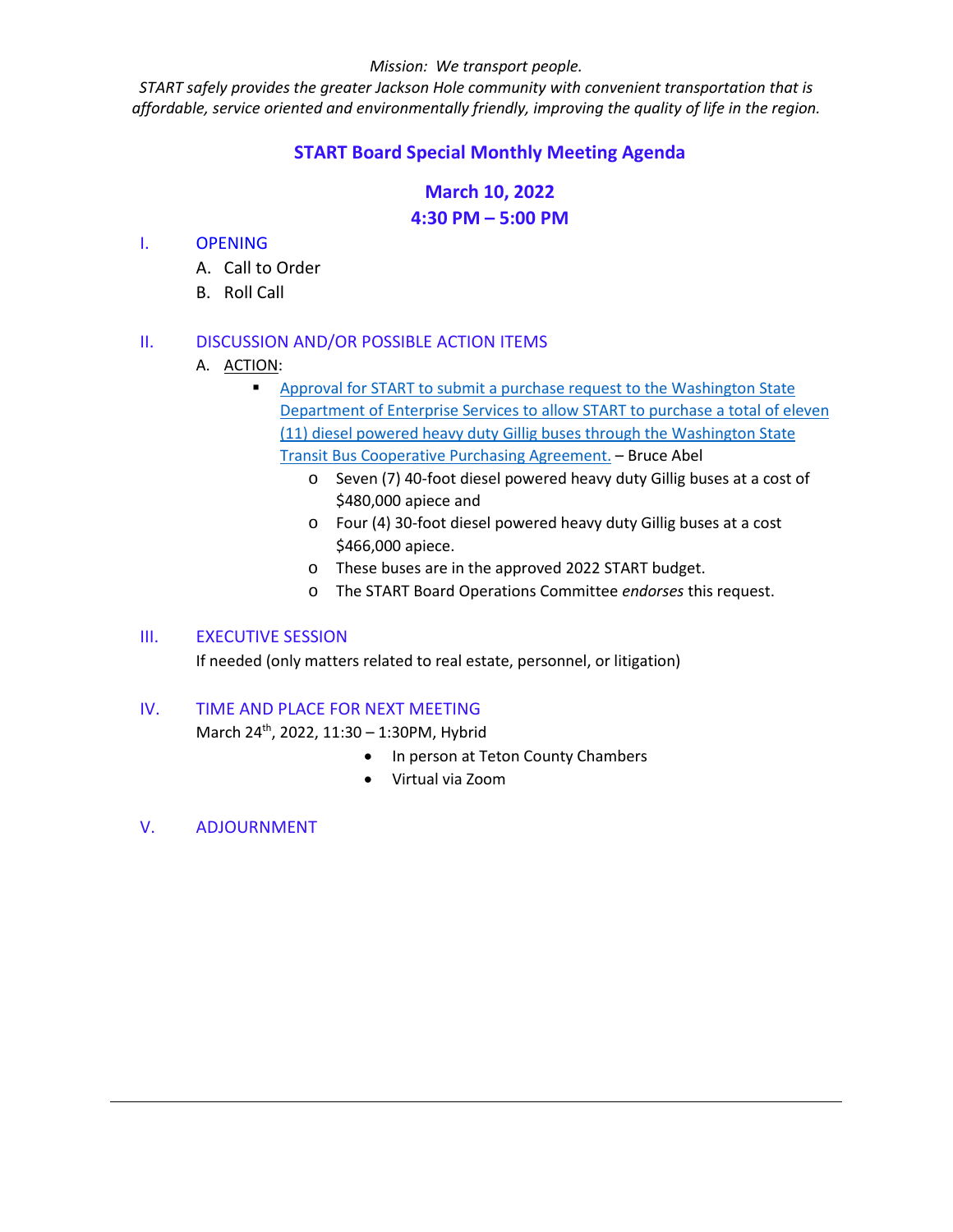*Mission: We transport people.*

*START safely provides the greater Jackson Hole community with convenient transportation that is affordable, service oriented and environmentally friendly, improving the quality of life in the region.*

# START Board Special Monthly Meeting Agenda

## March 10, 2022

## 4:30 PM – 5:00 PM

## I. OPENING

A. Call to Order

B. Roll Call

## II. DISCUSSION AND/OR POSSIBLE ACTION ITEMS

A. ACTION:

- Approval for START to submit a purchase request to the Washington State Department of Enterprise Services to allow START to purchase a total of eleven (11) diesel powered heavy duty Gillig buses through the Washington State Transit Bus Cooperative Purchasing Agreement. – Bruce Abel
  - Seven (7) 40-foot diesel powered heavy duty Gillig buses at a cost of $480,000 apiece and
  - Four (4) 30-foot diesel powered heavy duty Gillig buses at a cost $466,000 apiece.
  - These buses are in the approved 2022 START budget.
  - The START Board Operations Committee *endorses* this request.

## III. EXECUTIVE SESSION

If needed (only matters related to real estate, personnel, or litigation)

## IV. TIME AND PLACE FOR NEXT MEETING

March 24th, 2022, 11:30 – 1:30PM, Hybrid

- In person at Teton County Chambers
- Virtual via Zoom

## V. ADJOURNMENT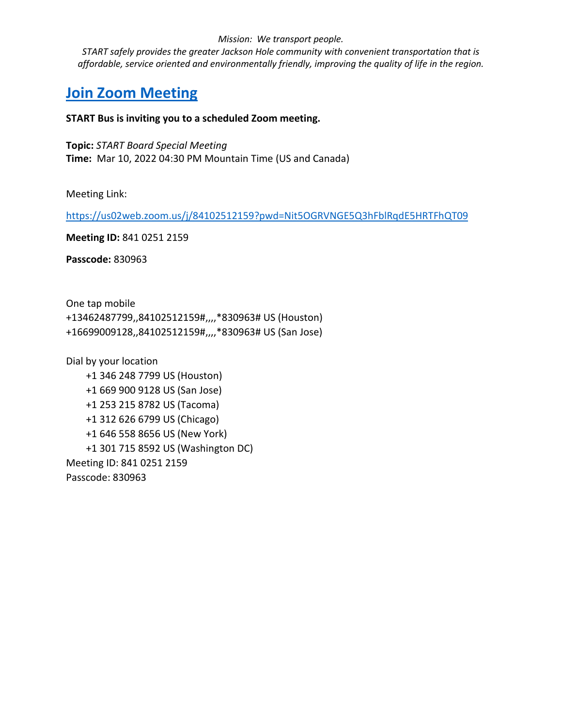*Mission: We transport people.*

*START safely provides the greater Jackson Hole community with convenient transportation that is affordable, service oriented and environmentally friendly, improving the quality of life in the region.*

## Join Zoom Meeting

**START Bus is inviting you to a scheduled Zoom meeting.**

**Topic:** *START Board Special Meeting*
**Time:** Mar 10, 2022 04:30 PM Mountain Time (US and Canada)

Meeting Link:

https://us02web.zoom.us/j/84102512159?pwd=Nit5OGRVNGE5Q3hFblRqdE5HRTFhQT09

**Meeting ID:** 841 0251 2159

**Passcode:** 830963

One tap mobile
+13462487799,,84102512159#,,,,*830963# US (Houston)
+16699009128,,84102512159#,,,,*830963# US (San Jose)

Dial by your location
+1 346 248 7799 US (Houston)
+1 669 900 9128 US (San Jose)
+1 253 215 8782 US (Tacoma)
+1 312 626 6799 US (Chicago)
+1 646 558 8656 US (New York)
+1 301 715 8592 US (Washington DC)
Meeting ID: 841 0251 2159
Passcode: 830963